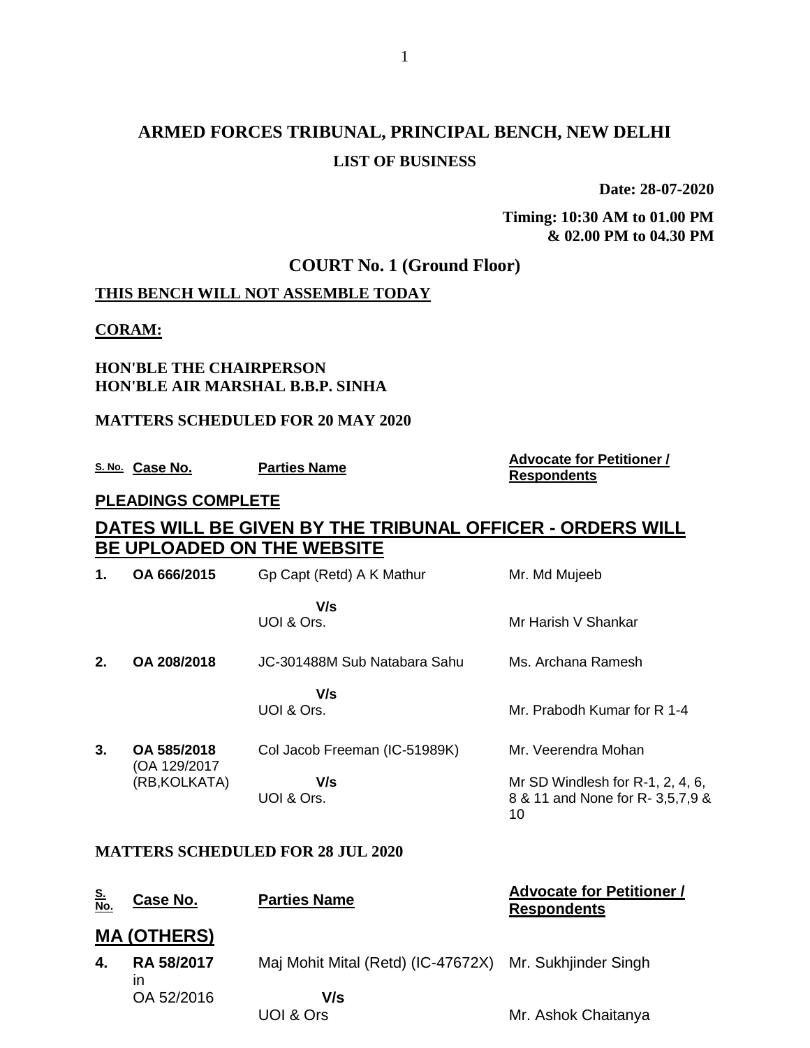# ARMED FORCES TRIBUNAL, PRINCIPAL BENCH, NEW DELHI

## LIST OF BUSINESS

**Date: 28-07-2020**

**Timing: 10:30 AM to 01.00 PM & 02.00 PM to 04.30 PM**

## COURT No. 1 (Ground Floor)

**THIS BENCH WILL NOT ASSEMBLE TODAY**

**CORAM:**

**HON'BLE THE CHAIRPERSON**
**HON'BLE AIR MARSHAL B.B.P. SINHA**

**MATTERS SCHEDULED FOR 20 MAY 2020**

| S. No. | Case No. | Parties Name | Advocate for Petitioner / Respondents |
|---|---|---|---|
| | **PLEADINGS COMPLETE** | | |
| | **DATES WILL BE GIVEN BY THE TRIBUNAL OFFICER - ORDERS WILL BE UPLOADED ON THE WEBSITE** | | |
| **1.** | **OA 666/2015** | Gp Capt (Retd) A K Mathur<br>**V/s**<br>UOI & Ors. | Mr. Md Mujeeb<br><br>Mr Harish V Shankar |
| **2.** | **OA 208/2018** | JC-301488M Sub Natabara Sahu<br>**V/s**<br>UOI & Ors. | Ms. Archana Ramesh<br><br>Mr. Prabodh Kumar for R 1-4 |
| **3.** | **OA 585/2018** (OA 129/2017 (RB,KOLKATA) | Col Jacob Freeman (IC-51989K)<br>**V/s**<br>UOI & Ors. | Mr. Veerendra Mohan<br><br>Mr SD Windlesh for R-1, 2, 4, 6, 8 & 11 and None for R- 3,5,7,9 & 10 |

**MATTERS SCHEDULED FOR 28 JUL 2020**

| S. No. | Case No. | Parties Name | Advocate for Petitioner / Respondents |
|---|---|---|---|
| | **MA (OTHERS)** | | |
| **4.** | **RA 58/2017** in OA 52/2016 | Maj Mohit Mital (Retd) (IC-47672X)<br>**V/s**<br>UOI & Ors | Mr. Sukhjinder Singh<br><br>Mr. Ashok Chaitanya |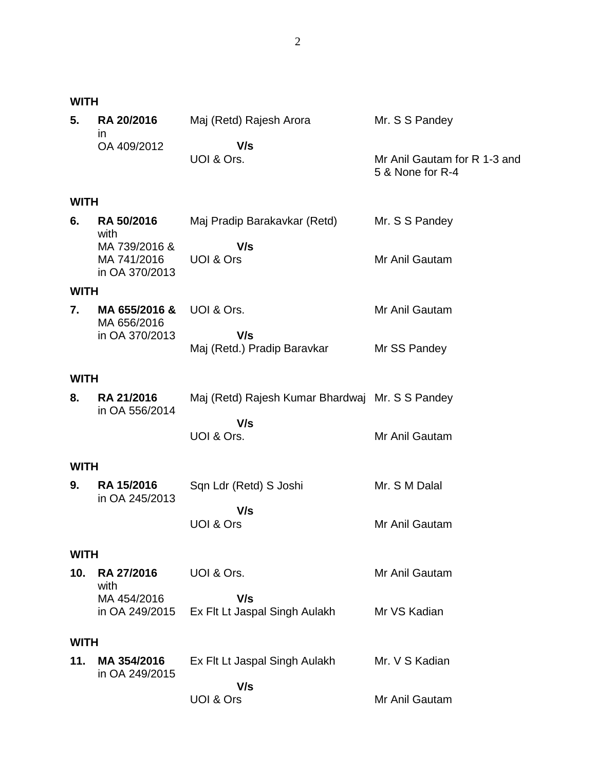**WITH**

| | | | |
|---|---|---|---|
| **5.** | **RA 20/2016** in OA 409/2012 | Maj (Retd) Rajesh Arora<br>**V/s**<br>UOI & Ors. | Mr. S S Pandey<br><br>Mr Anil Gautam for R 1-3 and 5 & None for R-4 |

**WITH**

| | | | |
|---|---|---|---|
| **6.** | **RA 50/2016** with MA 739/2016 & MA 741/2016 in OA 370/2013 | Maj Pradip Barakavkar (Retd)<br>**V/s**<br>UOI & Ors | Mr. S S Pandey<br><br>Mr Anil Gautam |

**WITH**

| | | | |
|---|---|---|---|
| **7.** | **MA 655/2016 &** MA 656/2016 in OA 370/2013 | UOI & Ors.<br>**V/s**<br>Maj (Retd.) Pradip Baravkar | Mr Anil Gautam<br><br>Mr SS Pandey |

**WITH**

| | | | |
|---|---|---|---|
| **8.** | **RA 21/2016** in OA 556/2014 | Maj (Retd) Rajesh Kumar Bhardwaj<br>**V/s**<br>UOI & Ors. | Mr. S S Pandey<br><br>Mr Anil Gautam |

**WITH**

| | | | |
|---|---|---|---|
| **9.** | **RA 15/2016** in OA 245/2013 | Sqn Ldr (Retd) S Joshi<br>**V/s**<br>UOI & Ors | Mr. S M Dalal<br><br>Mr Anil Gautam |

**WITH**

| | | | |
|---|---|---|---|
| **10.** | **RA 27/2016** with MA 454/2016 in OA 249/2015 | UOI & Ors.<br>**V/s**<br>Ex Flt Lt Jaspal Singh Aulakh | Mr Anil Gautam<br><br>Mr VS Kadian |

**WITH**

| | | | |
|---|---|---|---|
| **11.** | **MA 354/2016** in OA 249/2015 | Ex Flt Lt Jaspal Singh Aulakh<br>**V/s**<br>UOI & Ors | Mr. V S Kadian<br><br>Mr Anil Gautam |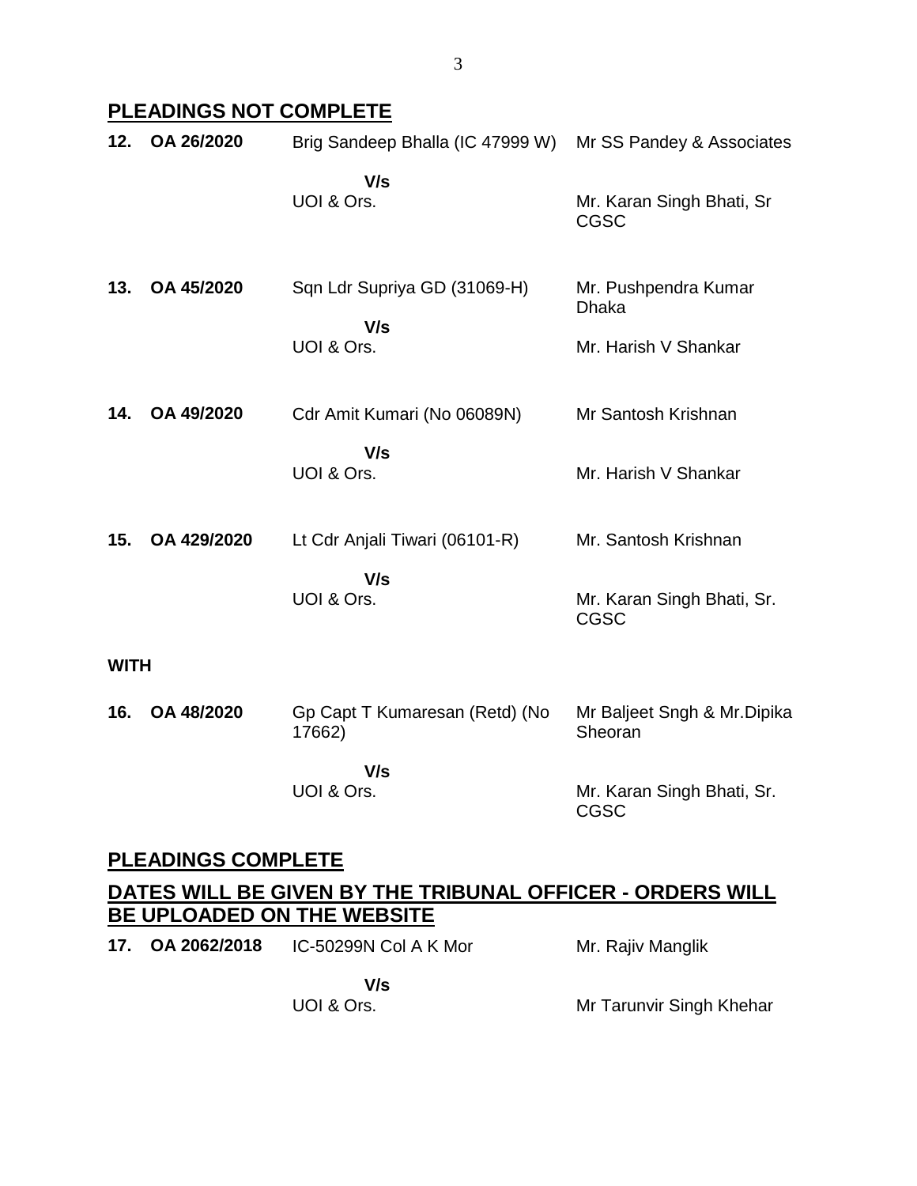## PLEADINGS NOT COMPLETE

| | | | |
|---|---|---|---|
| **12.** | **OA 26/2020** | Brig Sandeep Bhalla (IC 47999 W)<br>**V/s**<br>UOI & Ors. | Mr SS Pandey & Associates<br><br>Mr. Karan Singh Bhati, Sr CGSC |
| **13.** | **OA 45/2020** | Sqn Ldr Supriya GD (31069-H)<br>**V/s**<br>UOI & Ors. | Mr. Pushpendra Kumar Dhaka<br><br>Mr. Harish V Shankar |
| **14.** | **OA 49/2020** | Cdr Amit Kumari (No 06089N)<br>**V/s**<br>UOI & Ors. | Mr Santosh Krishnan<br><br>Mr. Harish V Shankar |
| **15.** | **OA 429/2020** | Lt Cdr Anjali Tiwari (06101-R)<br>**V/s**<br>UOI & Ors. | Mr. Santosh Krishnan<br><br>Mr. Karan Singh Bhati, Sr. CGSC |

**WITH**

| | | | |
|---|---|---|---|
| **16.** | **OA 48/2020** | Gp Capt T Kumaresan (Retd) (No 17662)<br>**V/s**<br>UOI & Ors. | Mr Baljeet Sngh & Mr.Dipika Sheoran<br><br>Mr. Karan Singh Bhati, Sr. CGSC |

## PLEADINGS COMPLETE

## DATES WILL BE GIVEN BY THE TRIBUNAL OFFICER - ORDERS WILL BE UPLOADED ON THE WEBSITE

| | | | |
|---|---|---|---|
| **17.** | **OA 2062/2018** | IC-50299N Col A K Mor<br>**V/s**<br>UOI & Ors. | Mr. Rajiv Manglik<br><br>Mr Tarunvir Singh Khehar |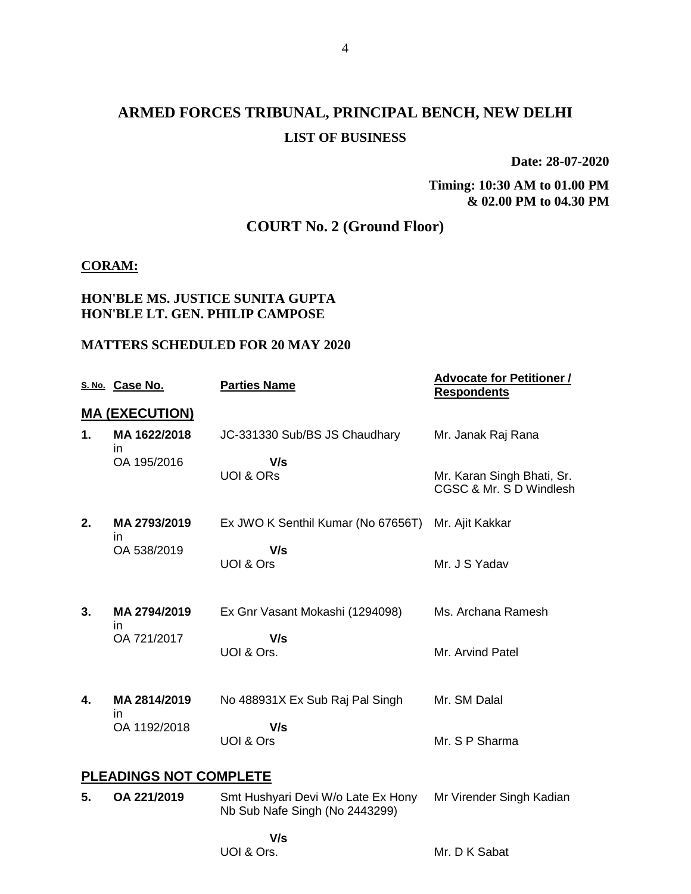# ARMED FORCES TRIBUNAL, PRINCIPAL BENCH, NEW DELHI

## LIST OF BUSINESS

**Date: 28-07-2020**

**Timing: 10:30 AM to 01.00 PM & 02.00 PM to 04.30 PM**

## COURT No. 2 (Ground Floor)

**CORAM:**

**HON'BLE MS. JUSTICE SUNITA GUPTA**
**HON'BLE LT. GEN. PHILIP CAMPOSE**

**MATTERS SCHEDULED FOR 20 MAY 2020**

| S. No. | Case No. | Parties Name | Advocate for Petitioner / Respondents |
|---|---|---|---|
| **MA (EXECUTION)** | | | |
| **1.** | **MA 1622/2018** in OA 195/2016 | JC-331330 Sub/BS JS Chaudhary **V/s** UOI & ORs | Mr. Janak Raj Rana<br>Mr. Karan Singh Bhati, Sr. CGSC & Mr. S D Windlesh |
| **2.** | **MA 2793/2019** in OA 538/2019 | Ex JWO K Senthil Kumar (No 67656T) **V/s** UOI & Ors | Mr. Ajit Kakkar<br>Mr. J S Yadav |
| **3.** | **MA 2794/2019** in OA 721/2017 | Ex Gnr Vasant Mokashi (1294098) **V/s** UOI & Ors. | Ms. Archana Ramesh<br>Mr. Arvind Patel |
| **4.** | **MA 2814/2019** in OA 1192/2018 | No 488931X Ex Sub Raj Pal Singh **V/s** UOI & Ors | Mr. SM Dalal<br>Mr. S P Sharma |
| **PLEADINGS NOT COMPLETE** | | | |
| **5.** | **OA 221/2019** | Smt Hushyari Devi W/o Late Ex Hony Nb Sub Nafe Singh (No 2443299) **V/s** UOI & Ors. | Mr Virender Singh Kadian<br>Mr. D K Sabat |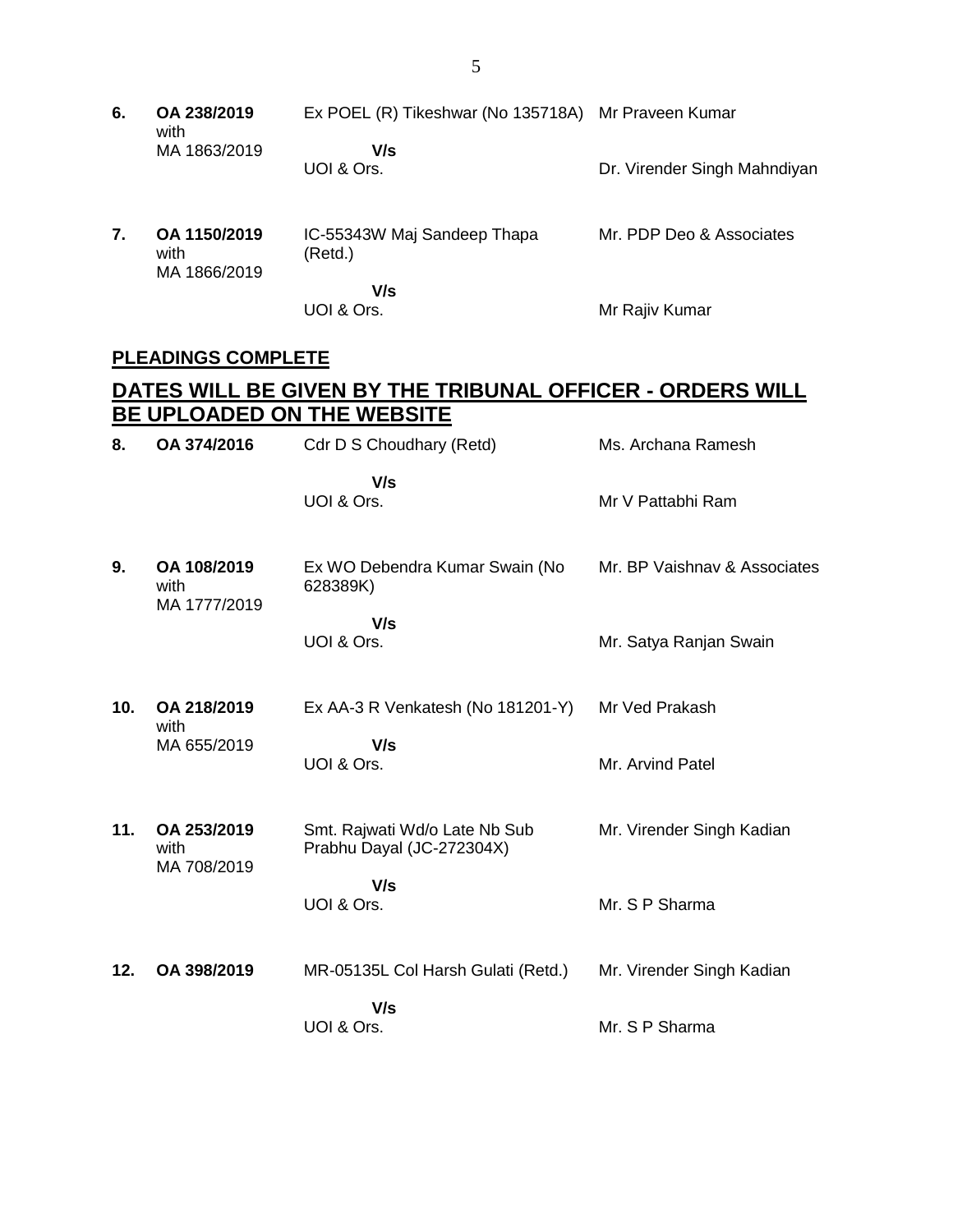| | | | |
|---|---|---|---|
| **6.** | **OA 238/2019** with MA 1863/2019 | Ex POEL (R) Tikeshwar (No 135718A) **V/s** UOI & Ors. | Mr Praveen Kumar / Dr. Virender Singh Mahndiyan |
| **7.** | **OA 1150/2019** with MA 1866/2019 | IC-55343W Maj Sandeep Thapa (Retd.) **V/s** UOI & Ors. | Mr. PDP Deo & Associates / Mr Rajiv Kumar |

**PLEADINGS COMPLETE**

## DATES WILL BE GIVEN BY THE TRIBUNAL OFFICER - ORDERS WILL BE UPLOADED ON THE WEBSITE

| | | | |
|---|---|---|---|
| **8.** | **OA 374/2016** | Cdr D S Choudhary (Retd) **V/s** UOI & Ors. | Ms. Archana Ramesh / Mr V Pattabhi Ram |
| **9.** | **OA 108/2019** with MA 1777/2019 | Ex WO Debendra Kumar Swain (No 628389K) **V/s** UOI & Ors. | Mr. BP Vaishnav & Associates / Mr. Satya Ranjan Swain |
| **10.** | **OA 218/2019** with MA 655/2019 | Ex AA-3 R Venkatesh (No 181201-Y) **V/s** UOI & Ors. | Mr Ved Prakash / Mr. Arvind Patel |
| **11.** | **OA 253/2019** with MA 708/2019 | Smt. Rajwati Wd/o Late Nb Sub Prabhu Dayal (JC-272304X) **V/s** UOI & Ors. | Mr. Virender Singh Kadian / Mr. S P Sharma |
| **12.** | **OA 398/2019** | MR-05135L Col Harsh Gulati (Retd.) **V/s** UOI & Ors. | Mr. Virender Singh Kadian / Mr. S P Sharma |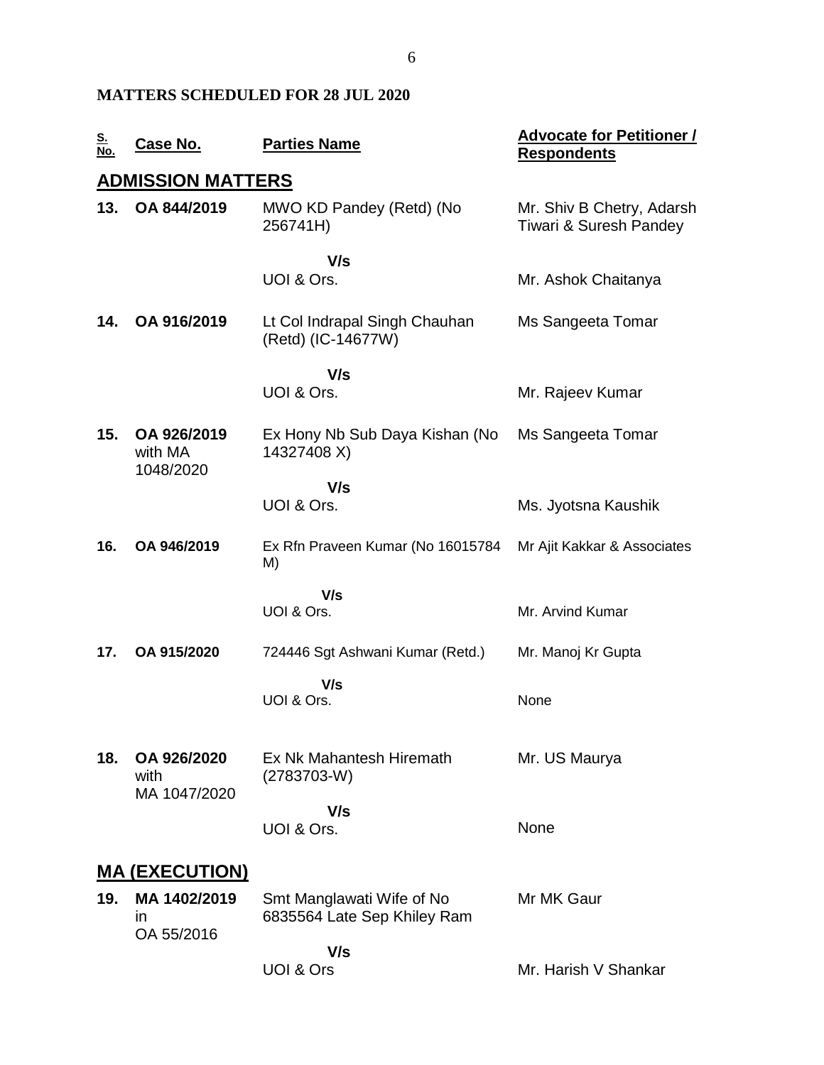**MATTERS SCHEDULED FOR 28 JUL 2020**

| S. No. | Case No. | Parties Name | Advocate for Petitioner / Respondents |
|---|---|---|---|
| | **ADMISSION MATTERS** | | |
| **13.** | **OA 844/2019** | MWO KD Pandey (Retd) (No 256741H) | Mr. Shiv B Chetry, Adarsh Tiwari & Suresh Pandey |
| | | **V/s** | |
| | | UOI & Ors. | Mr. Ashok Chaitanya |
| **14.** | **OA 916/2019** | Lt Col Indrapal Singh Chauhan (Retd) (IC-14677W) | Ms Sangeeta Tomar |
| | | **V/s** | |
| | | UOI & Ors. | Mr. Rajeev Kumar |
| **15.** | **OA 926/2019** with MA 1048/2020 | Ex Hony Nb Sub Daya Kishan (No 14327408 X) | Ms Sangeeta Tomar |
| | | **V/s** | |
| | | UOI & Ors. | Ms. Jyotsna Kaushik |
| **16.** | **OA 946/2019** | Ex Rfn Praveen Kumar (No 16015784 M) | Mr Ajit Kakkar & Associates |
| | | **V/s** | |
| | | UOI & Ors. | Mr. Arvind Kumar |
| **17.** | **OA 915/2020** | 724446 Sgt Ashwani Kumar (Retd.) | Mr. Manoj Kr Gupta |
| | | **V/s** | |
| | | UOI & Ors. | None |
| **18.** | **OA 926/2020** with MA 1047/2020 | Ex Nk Mahantesh Hiremath (2783703-W) | Mr. US Maurya |
| | | **V/s** | |
| | | UOI & Ors. | None |
| | **MA (EXECUTION)** | | |
| **19.** | **MA 1402/2019** in OA 55/2016 | Smt Manglawati Wife of No 6835564 Late Sep Khiley Ram | Mr MK Gaur |
| | | **V/s** | |
| | | UOI & Ors | Mr. Harish V Shankar |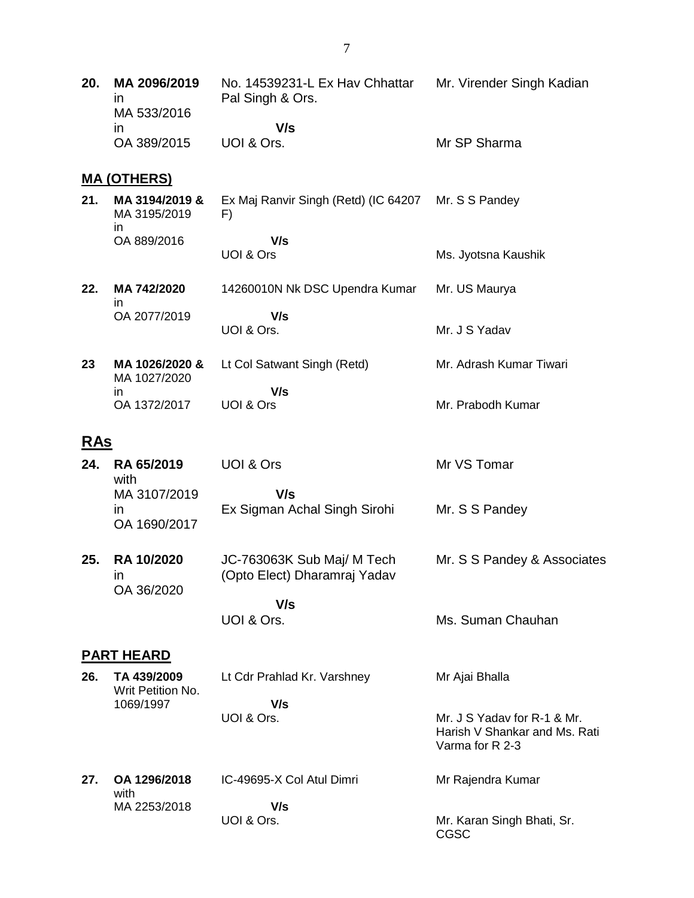| | | | |
|---|---|---|---|
| **20.** | **MA 2096/2019** in MA 533/2016 in OA 389/2015 | No. 14539231-L Ex Hav Chhattar Pal Singh & Ors. **V/s** UOI & Ors. | Mr. Virender Singh Kadian<br><br>Mr SP Sharma |

## MA (OTHERS)

| | | | |
|---|---|---|---|
| **21.** | **MA 3194/2019 &** MA 3195/2019 in OA 889/2016 | Ex Maj Ranvir Singh (Retd) (IC 64207 F) **V/s** UOI & Ors | Mr. S S Pandey<br><br>Ms. Jyotsna Kaushik |
| **22.** | **MA 742/2020** in OA 2077/2019 | 14260010N Nk DSC Upendra Kumar **V/s** UOI & Ors. | Mr. US Maurya<br><br>Mr. J S Yadav |
| **23** | **MA 1026/2020 &** MA 1027/2020 in OA 1372/2017 | Lt Col Satwant Singh (Retd) **V/s** UOI & Ors | Mr. Adrash Kumar Tiwari<br><br>Mr. Prabodh Kumar |

## RAs

| | | | |
|---|---|---|---|
| **24.** | **RA 65/2019** with MA 3107/2019 in OA 1690/2017 | UOI & Ors **V/s** Ex Sigman Achal Singh Sirohi | Mr VS Tomar<br><br>Mr. S S Pandey |
| **25.** | **RA 10/2020** in OA 36/2020 | JC-763063K Sub Maj/ M Tech (Opto Elect) Dharamraj Yadav **V/s** UOI & Ors. | Mr. S S Pandey & Associates<br><br>Ms. Suman Chauhan |

## PART HEARD

| | | | |
|---|---|---|---|
| **26.** | **TA 439/2009** Writ Petition No. 1069/1997 | Lt Cdr Prahlad Kr. Varshney **V/s** UOI & Ors. | Mr Ajai Bhalla<br><br>Mr. J S Yadav for R-1 & Mr. Harish V Shankar and Ms. Rati Varma for R 2-3 |
| **27.** | **OA 1296/2018** with MA 2253/2018 | IC-49695-X Col Atul Dimri **V/s** UOI & Ors. | Mr Rajendra Kumar<br><br>Mr. Karan Singh Bhati, Sr. CGSC |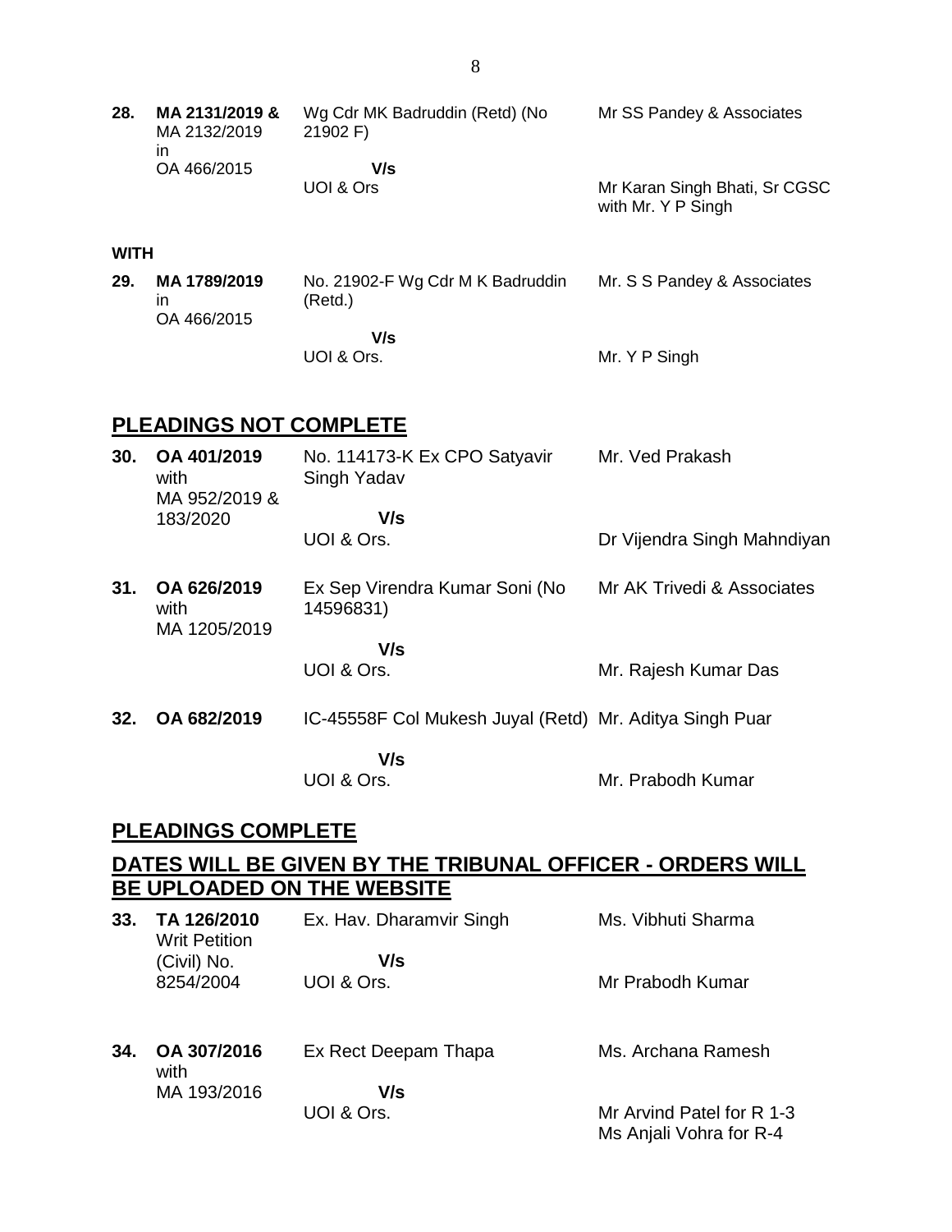| | | | |
|---|---|---|---|
| **28.** | **MA 2131/2019 &** MA 2132/2019 in OA 466/2015 | Wg Cdr MK Badruddin (Retd) (No 21902 F)<br>**V/s**<br>UOI & Ors | Mr SS Pandey & Associates<br><br>Mr Karan Singh Bhati, Sr CGSC with Mr. Y P Singh |

**WITH**

| | | | |
|---|---|---|---|
| **29.** | **MA 1789/2019** in OA 466/2015 | No. 21902-F Wg Cdr M K Badruddin (Retd.)<br>**V/s**<br>UOI & Ors. | Mr. S S Pandey & Associates<br><br>Mr. Y P Singh |

## PLEADINGS NOT COMPLETE

| | | | |
|---|---|---|---|
| **30.** | **OA 401/2019** with MA 952/2019 & 183/2020 | No. 114173-K Ex CPO Satyavir Singh Yadav<br>**V/s**<br>UOI & Ors. | Mr. Ved Prakash<br><br>Dr Vijendra Singh Mahndiyan |
| **31.** | **OA 626/2019** with MA 1205/2019 | Ex Sep Virendra Kumar Soni (No 14596831)<br>**V/s**<br>UOI & Ors. | Mr AK Trivedi & Associates<br><br>Mr. Rajesh Kumar Das |
| **32.** | **OA 682/2019** | IC-45558F Col Mukesh Juyal (Retd)<br>**V/s**<br>UOI & Ors. | Mr. Aditya Singh Puar<br><br>Mr. Prabodh Kumar |

## PLEADINGS COMPLETE

## DATES WILL BE GIVEN BY THE TRIBUNAL OFFICER - ORDERS WILL BE UPLOADED ON THE WEBSITE

| | | | |
|---|---|---|---|
| **33.** | **TA 126/2010** Writ Petition (Civil) No. 8254/2004 | Ex. Hav. Dharamvir Singh<br>**V/s**<br>UOI & Ors. | Ms. Vibhuti Sharma<br><br>Mr Prabodh Kumar |
| **34.** | **OA 307/2016** with MA 193/2016 | Ex Rect Deepam Thapa<br>**V/s**<br>UOI & Ors. | Ms. Archana Ramesh<br><br>Mr Arvind Patel for R 1-3<br>Ms Anjali Vohra for R-4 |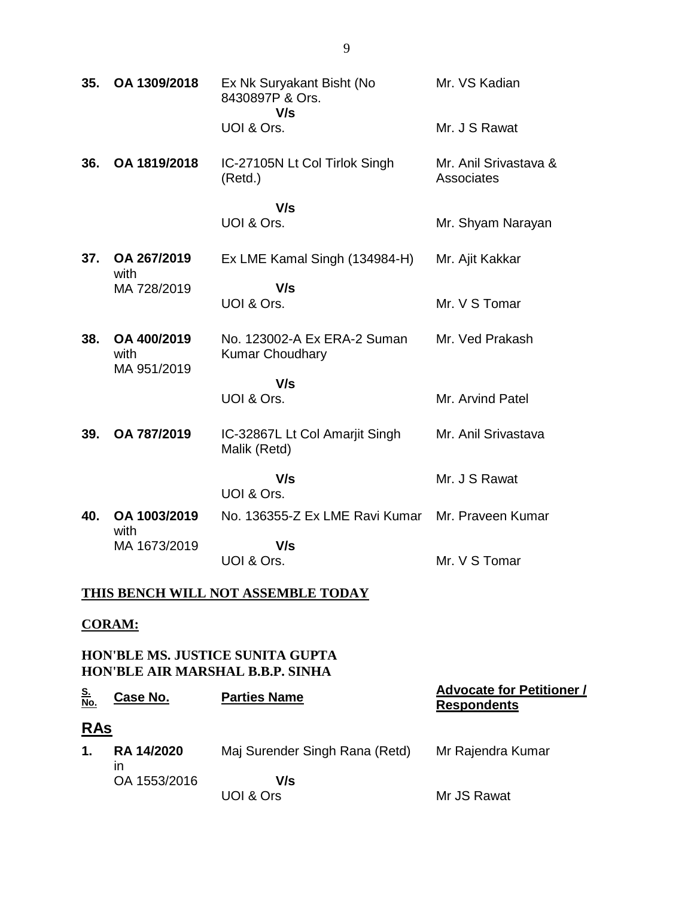| | | | |
|---|---|---|---|
| **35.** | **OA 1309/2018** | Ex Nk Suryakant Bisht (No 8430897P & Ors.<br>**V/s**<br>UOI & Ors. | Mr. VS Kadian<br><br>Mr. J S Rawat |
| **36.** | **OA 1819/2018** | IC-27105N Lt Col Tirlok Singh (Retd.)<br>**V/s**<br>UOI & Ors. | Mr. Anil Srivastava & Associates<br><br>Mr. Shyam Narayan |
| **37.** | **OA 267/2019** with MA 728/2019 | Ex LME Kamal Singh (134984-H)<br>**V/s**<br>UOI & Ors. | Mr. Ajit Kakkar<br><br>Mr. V S Tomar |
| **38.** | **OA 400/2019** with MA 951/2019 | No. 123002-A Ex ERA-2 Suman Kumar Choudhary<br>**V/s**<br>UOI & Ors. | Mr. Ved Prakash<br><br>Mr. Arvind Patel |
| **39.** | **OA 787/2019** | IC-32867L Lt Col Amarjit Singh Malik (Retd)<br>**V/s**<br>UOI & Ors. | Mr. Anil Srivastava<br><br>Mr. J S Rawat |
| **40.** | **OA 1003/2019** with MA 1673/2019 | No. 136355-Z Ex LME Ravi Kumar<br>**V/s**<br>UOI & Ors. | Mr. Praveen Kumar<br><br>Mr. V S Tomar |

**THIS BENCH WILL NOT ASSEMBLE TODAY**

**CORAM:**

**HON'BLE MS. JUSTICE SUNITA GUPTA**
**HON'BLE AIR MARSHAL B.B.P. SINHA**

| S. No. | Case No. | Parties Name | Advocate for Petitioner / Respondents |
|---|---|---|---|
| **RAs** | | | |
| **1.** | **RA 14/2020** in OA 1553/2016 | Maj Surender Singh Rana (Retd)<br>**V/s**<br>UOI & Ors | Mr Rajendra Kumar<br><br>Mr JS Rawat |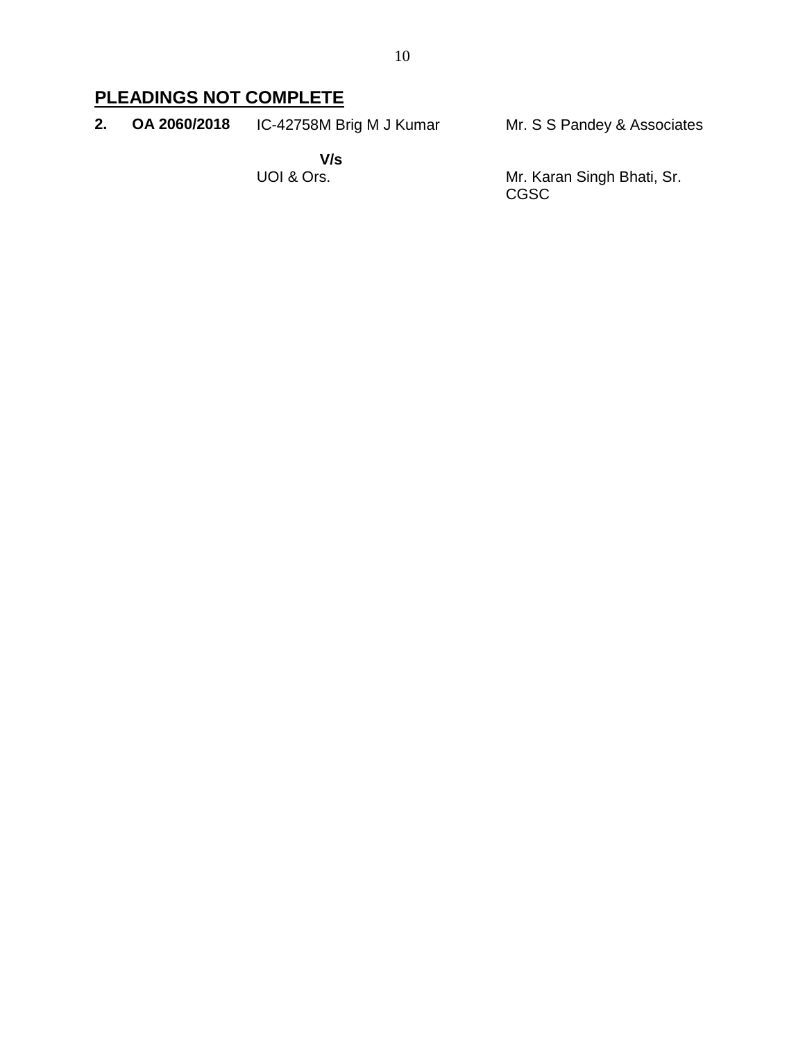## PLEADINGS NOT COMPLETE

| | | | |
|---|---|---|---|
| **2.** | **OA 2060/2018** | IC-42758M Brig M J Kumar | Mr. S S Pandey & Associates |
| | | **V/s** | |
| | | UOI & Ors. | Mr. Karan Singh Bhati, Sr. CGSC |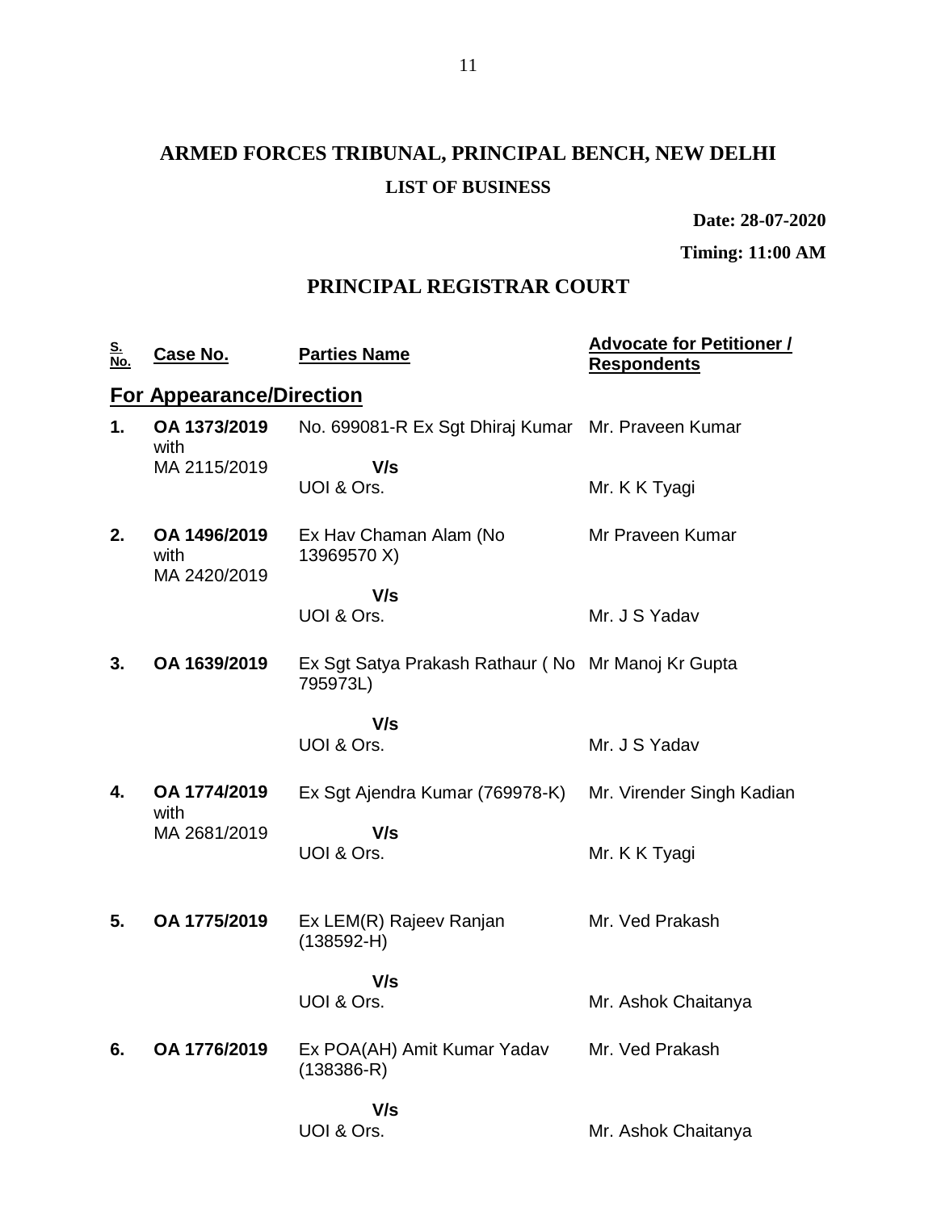# ARMED FORCES TRIBUNAL, PRINCIPAL BENCH, NEW DELHI

## LIST OF BUSINESS

**Date: 28-07-2020**

**Timing: 11:00 AM**

## PRINCIPAL REGISTRAR COURT

| S. No. | Case No. | Parties Name | Advocate for Petitioner / Respondents |
|---|---|---|---|
| **For Appearance/Direction** | | | |
| **1.** | **OA 1373/2019** with MA 2115/2019 | No. 699081-R Ex Sgt Dhiraj Kumar **V/s** UOI & Ors. | Mr. Praveen Kumar<br>Mr. K K Tyagi |
| **2.** | **OA 1496/2019** with MA 2420/2019 | Ex Hav Chaman Alam (No 13969570 X) **V/s** UOI & Ors. | Mr Praveen Kumar<br>Mr. J S Yadav |
| **3.** | **OA 1639/2019** | Ex Sgt Satya Prakash Rathaur ( No 795973L) **V/s** UOI & Ors. | Mr Manoj Kr Gupta<br>Mr. J S Yadav |
| **4.** | **OA 1774/2019** with MA 2681/2019 | Ex Sgt Ajendra Kumar (769978-K) **V/s** UOI & Ors. | Mr. Virender Singh Kadian<br>Mr. K K Tyagi |
| **5.** | **OA 1775/2019** | Ex LEM(R) Rajeev Ranjan (138592-H) **V/s** UOI & Ors. | Mr. Ved Prakash<br>Mr. Ashok Chaitanya |
| **6.** | **OA 1776/2019** | Ex POA(AH) Amit Kumar Yadav (138386-R) **V/s** UOI & Ors. | Mr. Ved Prakash<br>Mr. Ashok Chaitanya |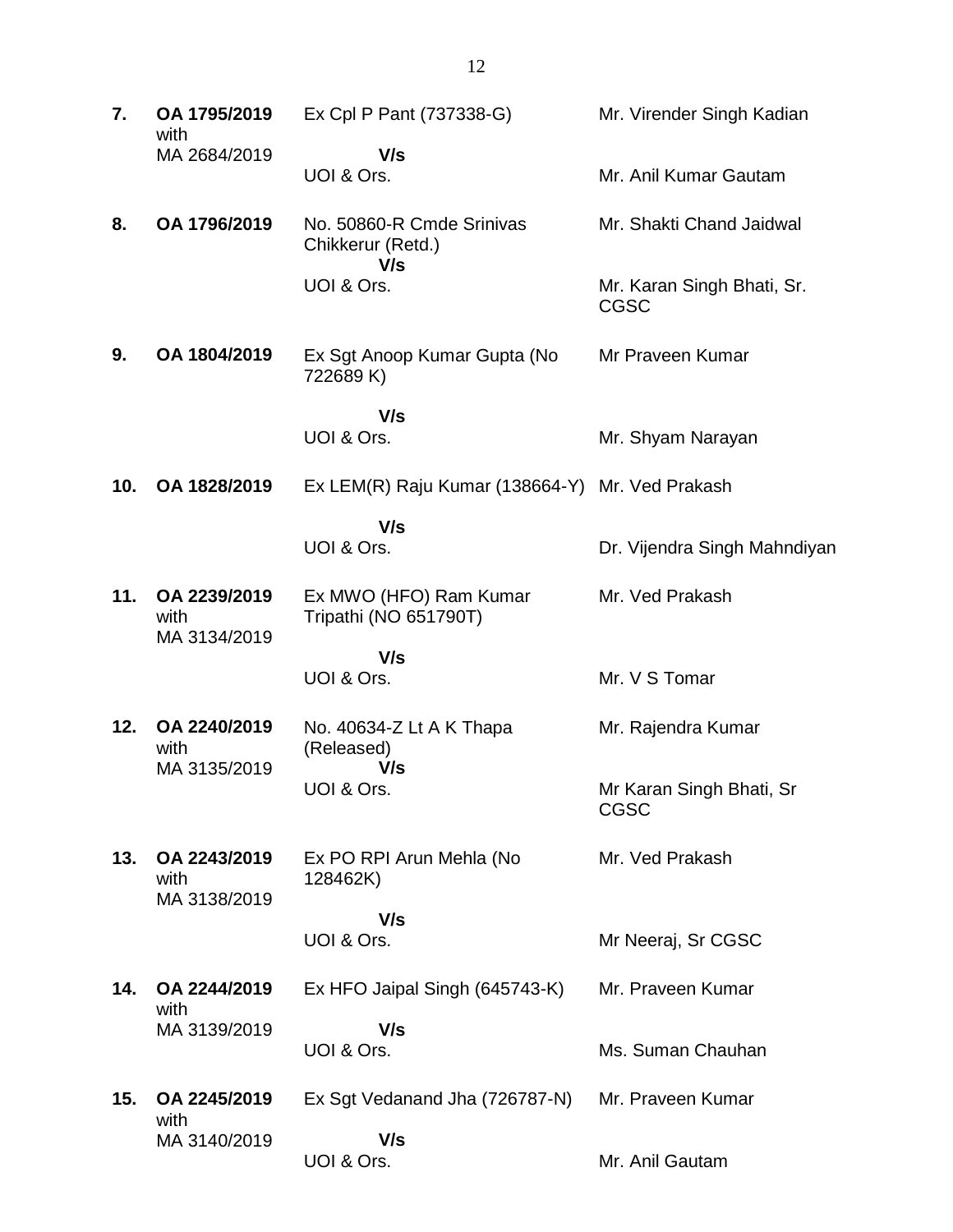| | | | |
|---|---|---|---|
| **7.** | **OA 1795/2019** with MA 2684/2019 | Ex Cpl P Pant (737338-G)<br>**V/s**<br>UOI & Ors. | Mr. Virender Singh Kadian<br><br>Mr. Anil Kumar Gautam |
| **8.** | **OA 1796/2019** | No. 50860-R Cmde Srinivas Chikkerur (Retd.)<br>**V/s**<br>UOI & Ors. | Mr. Shakti Chand Jaidwal<br><br>Mr. Karan Singh Bhati, Sr. CGSC |
| **9.** | **OA 1804/2019** | Ex Sgt Anoop Kumar Gupta (No 722689 K)<br>**V/s**<br>UOI & Ors. | Mr Praveen Kumar<br><br>Mr. Shyam Narayan |
| **10.** | **OA 1828/2019** | Ex LEM(R) Raju Kumar (138664-Y)<br>**V/s**<br>UOI & Ors. | Mr. Ved Prakash<br><br>Dr. Vijendra Singh Mahndiyan |
| **11.** | **OA 2239/2019** with MA 3134/2019 | Ex MWO (HFO) Ram Kumar Tripathi (NO 651790T)<br>**V/s**<br>UOI & Ors. | Mr. Ved Prakash<br><br>Mr. V S Tomar |
| **12.** | **OA 2240/2019** with MA 3135/2019 | No. 40634-Z Lt A K Thapa (Released)<br>**V/s**<br>UOI & Ors. | Mr. Rajendra Kumar<br><br>Mr Karan Singh Bhati, Sr CGSC |
| **13.** | **OA 2243/2019** with MA 3138/2019 | Ex PO RPI Arun Mehla (No 128462K)<br>**V/s**<br>UOI & Ors. | Mr. Ved Prakash<br><br>Mr Neeraj, Sr CGSC |
| **14.** | **OA 2244/2019** with MA 3139/2019 | Ex HFO Jaipal Singh (645743-K)<br>**V/s**<br>UOI & Ors. | Mr. Praveen Kumar<br><br>Ms. Suman Chauhan |
| **15.** | **OA 2245/2019** with MA 3140/2019 | Ex Sgt Vedanand Jha (726787-N)<br>**V/s**<br>UOI & Ors. | Mr. Praveen Kumar<br><br>Mr. Anil Gautam |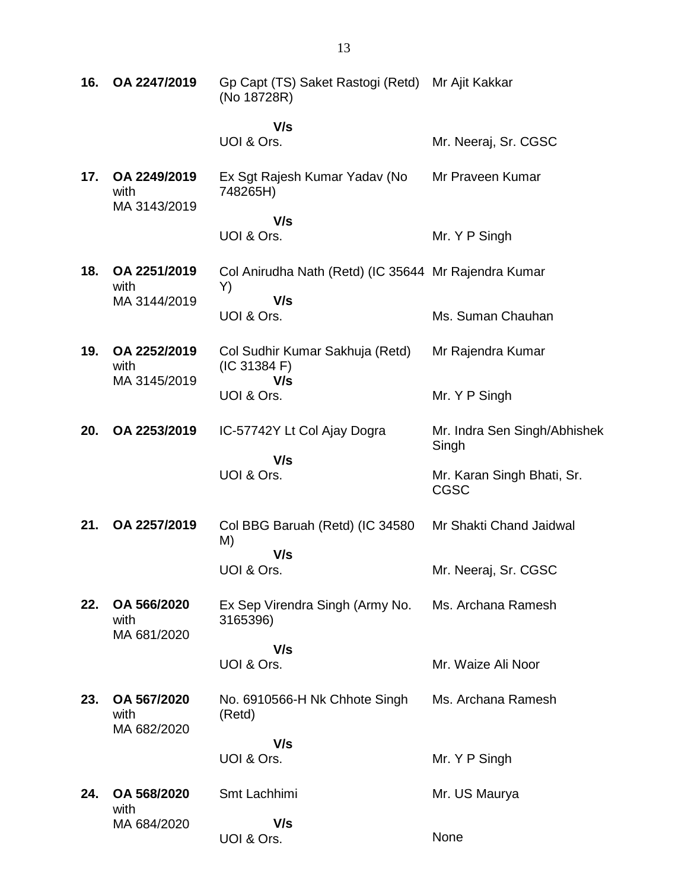| | | | |
|---|---|---|---|
| **16.** | **OA 2247/2019** | Gp Capt (TS) Saket Rastogi (Retd) (No 18728R)<br><br>**V/s**<br>UOI & Ors. | Mr Ajit Kakkar<br><br><br>Mr. Neeraj, Sr. CGSC |
| **17.** | **OA 2249/2019** with MA 3143/2019 | Ex Sgt Rajesh Kumar Yadav (No 748265H)<br><br>**V/s**<br>UOI & Ors. | Mr Praveen Kumar<br><br><br>Mr. Y P Singh |
| **18.** | **OA 2251/2019** with MA 3144/2019 | Col Anirudha Nath (Retd) (IC 35644 Y)<br>**V/s**<br>UOI & Ors. | Mr Rajendra Kumar<br><br><br>Ms. Suman Chauhan |
| **19.** | **OA 2252/2019** with MA 3145/2019 | Col Sudhir Kumar Sakhuja (Retd) (IC 31384 F)<br>**V/s**<br>UOI & Ors. | Mr Rajendra Kumar<br><br><br>Mr. Y P Singh |
| **20.** | **OA 2253/2019** | IC-57742Y Lt Col Ajay Dogra<br><br>**V/s**<br>UOI & Ors. | Mr. Indra Sen Singh/Abhishek Singh<br><br>Mr. Karan Singh Bhati, Sr. CGSC |
| **21.** | **OA 2257/2019** | Col BBG Baruah (Retd) (IC 34580 M)<br>**V/s**<br>UOI & Ors. | Mr Shakti Chand Jaidwal<br><br><br>Mr. Neeraj, Sr. CGSC |
| **22.** | **OA 566/2020** with MA 681/2020 | Ex Sep Virendra Singh (Army No. 3165396)<br><br>**V/s**<br>UOI & Ors. | Ms. Archana Ramesh<br><br><br>Mr. Waize Ali Noor |
| **23.** | **OA 567/2020** with MA 682/2020 | No. 6910566-H Nk Chhote Singh (Retd)<br><br>**V/s**<br>UOI & Ors. | Ms. Archana Ramesh<br><br><br>Mr. Y P Singh |
| **24.** | **OA 568/2020** with MA 684/2020 | Smt Lachhimi<br><br>**V/s**<br>UOI & Ors. | Mr. US Maurya<br><br><br>None |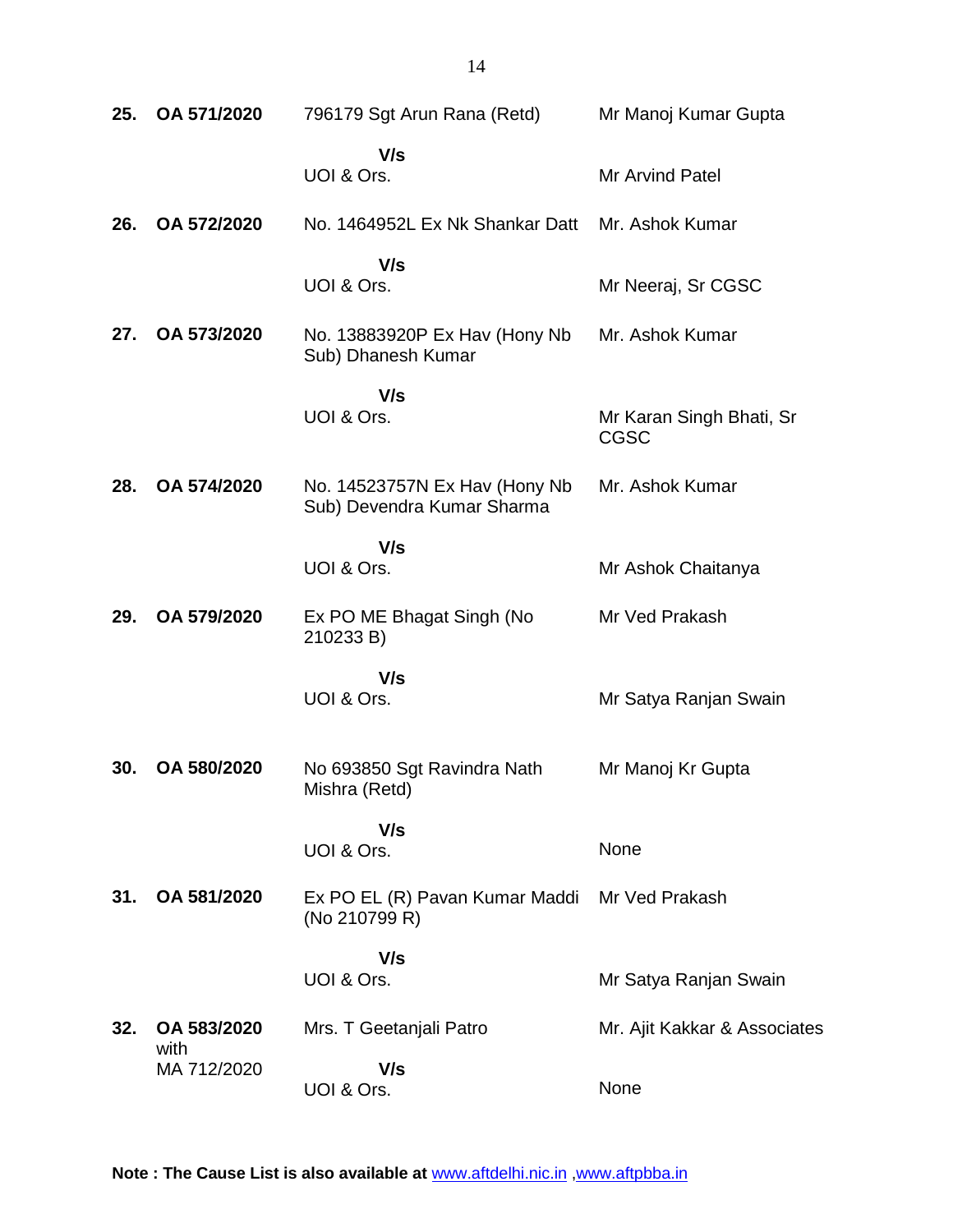| | | | |
|---|---|---|---|
| **25.** | **OA 571/2020** | 796179 Sgt Arun Rana (Retd) | Mr Manoj Kumar Gupta |
| | | **V/s** UOI & Ors. | Mr Arvind Patel |
| **26.** | **OA 572/2020** | No. 1464952L Ex Nk Shankar Datt | Mr. Ashok Kumar |
| | | **V/s** UOI & Ors. | Mr Neeraj, Sr CGSC |
| **27.** | **OA 573/2020** | No. 13883920P Ex Hav (Hony Nb Sub) Dhanesh Kumar | Mr. Ashok Kumar |
| | | **V/s** UOI & Ors. | Mr Karan Singh Bhati, Sr CGSC |
| **28.** | **OA 574/2020** | No. 14523757N Ex Hav (Hony Nb Sub) Devendra Kumar Sharma | Mr. Ashok Kumar |
| | | **V/s** UOI & Ors. | Mr Ashok Chaitanya |
| **29.** | **OA 579/2020** | Ex PO ME Bhagat Singh (No 210233 B) | Mr Ved Prakash |
| | | **V/s** UOI & Ors. | Mr Satya Ranjan Swain |
| **30.** | **OA 580/2020** | No 693850 Sgt Ravindra Nath Mishra (Retd) | Mr Manoj Kr Gupta |
| | | **V/s** UOI & Ors. | None |
| **31.** | **OA 581/2020** | Ex PO EL (R) Pavan Kumar Maddi (No 210799 R) | Mr Ved Prakash |
| | | **V/s** UOI & Ors. | Mr Satya Ranjan Swain |
| **32.** | **OA 583/2020** with MA 712/2020 | Mrs. T Geetanjali Patro | Mr. Ajit Kakkar & Associates |
| | | **V/s** UOI & Ors. | None |

**Note : The Cause List is also available at** www.aftdelhi.nic.in ,www.aftpbba.in